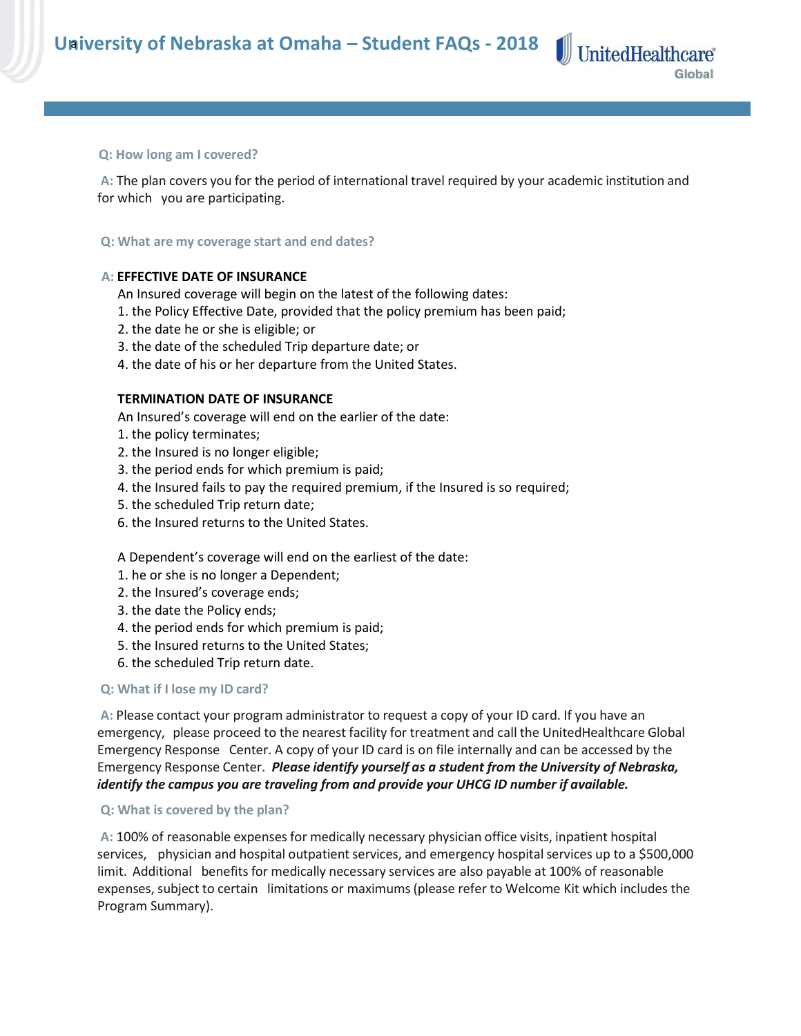# University of Nebraska at Omaha – Student FAQs - 2018

**Q: How long am I covered?**

**A:** The plan covers you for the period of international travel required by your academic institution and for which you are participating.

**Q: What are my coverage start and end dates?**

**A: EFFECTIVE DATE OF INSURANCE**

An Insured coverage will begin on the latest of the following dates:

1. the Policy Effective Date, provided that the policy premium has been paid;
2. the date he or she is eligible; or
3. the date of the scheduled Trip departure date; or
4. the date of his or her departure from the United States.

**TERMINATION DATE OF INSURANCE**

An Insured's coverage will end on the earlier of the date:

1. the policy terminates;
2. the Insured is no longer eligible;
3. the period ends for which premium is paid;
4. the Insured fails to pay the required premium, if the Insured is so required;
5. the scheduled Trip return date;
6. the Insured returns to the United States.

A Dependent's coverage will end on the earliest of the date:

1. he or she is no longer a Dependent;
2. the Insured's coverage ends;
3. the date the Policy ends;
4. the period ends for which premium is paid;
5. the Insured returns to the United States;
6. the scheduled Trip return date.

**Q: What if I lose my ID card?**

**A:** Please contact your program administrator to request a copy of your ID card. If you have an emergency, please proceed to the nearest facility for treatment and call the UnitedHealthcare Global Emergency Response Center. A copy of your ID card is on file internally and can be accessed by the Emergency Response Center. ***Please identify yourself as a student from the University of Nebraska, identify the campus you are traveling from and provide your UHCG ID number if available.***

**Q: What is covered by the plan?**

**A:** 100% of reasonable expenses for medically necessary physician office visits, inpatient hospital services, physician and hospital outpatient services, and emergency hospital services up to a $500,000 limit. Additional benefits for medically necessary services are also payable at 100% of reasonable expenses, subject to certain limitations or maximums (please refer to Welcome Kit which includes the Program Summary).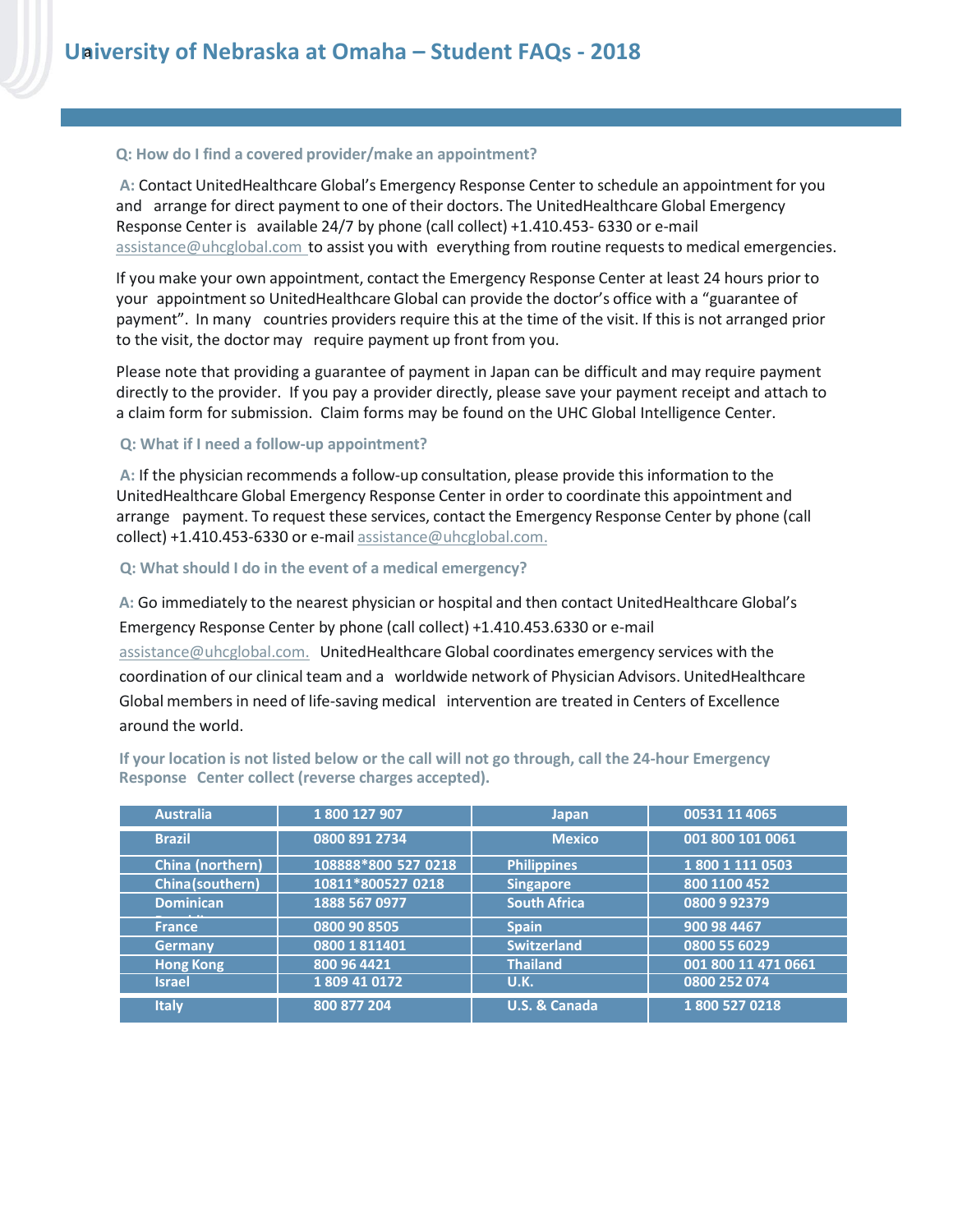# University of Nebraska at Omaha – Student FAQs - 2018

**Q: How do I find a covered provider/make an appointment?**

**A:** Contact UnitedHealthcare Global's Emergency Response Center to schedule an appointment for you and arrange for direct payment to one of their doctors. The UnitedHealthcare Global Emergency Response Center is available 24/7 by phone (call collect) +1.410.453- 6330 or e-mail assistance@uhcglobal.com to assist you with everything from routine requests to medical emergencies.

If you make your own appointment, contact the Emergency Response Center at least 24 hours prior to your appointment so UnitedHealthcare Global can provide the doctor's office with a "guarantee of payment". In many countries providers require this at the time of the visit. If this is not arranged prior to the visit, the doctor may require payment up front from you.

Please note that providing a guarantee of payment in Japan can be difficult and may require payment directly to the provider. If you pay a provider directly, please save your payment receipt and attach to a claim form for submission. Claim forms may be found on the UHC Global Intelligence Center.

**Q: What if I need a follow-up appointment?**

**A:** If the physician recommends a follow-up consultation, please provide this information to the UnitedHealthcare Global Emergency Response Center in order to coordinate this appointment and arrange payment. To request these services, contact the Emergency Response Center by phone (call collect) +1.410.453-6330 or e-mail assistance@uhcglobal.com.

**Q: What should I do in the event of a medical emergency?**

**A:** Go immediately to the nearest physician or hospital and then contact UnitedHealthcare Global's Emergency Response Center by phone (call collect) +1.410.453.6330 or e-mail assistance@uhcglobal.com. UnitedHealthcare Global coordinates emergency services with the coordination of our clinical team and a worldwide network of Physician Advisors. UnitedHealthcare Global members in need of life-saving medical intervention are treated in Centers of Excellence around the world.

**If your location is not listed below or the call will not go through, call the 24-hour Emergency Response Center collect (reverse charges accepted).**

| Country | Number | Country | Number |
|---|---|---|---|
| Australia | 1 800 127 907 | Japan | 00531 11 4065 |
| Brazil | 0800 891 2734 | Mexico | 001 800 101 0061 |
| China (northern) | 108888*800 527 0218 | Philippines | 1 800 1 111 0503 |
| China(southern) | 10811*800527 0218 | Singapore | 800 1100 452 |
| Dominican Republic | 1888 567 0977 | South Africa | 0800 9 92379 |
| France | 0800 90 8505 | Spain | 900 98 4467 |
| Germany | 0800 1 811401 | Switzerland | 0800 55 6029 |
| Hong Kong | 800 96 4421 | Thailand | 001 800 11 471 0661 |
| Israel | 1 809 41 0172 | U.K. | 0800 252 074 |
| Italy | 800 877 204 | U.S. & Canada | 1 800 527 0218 |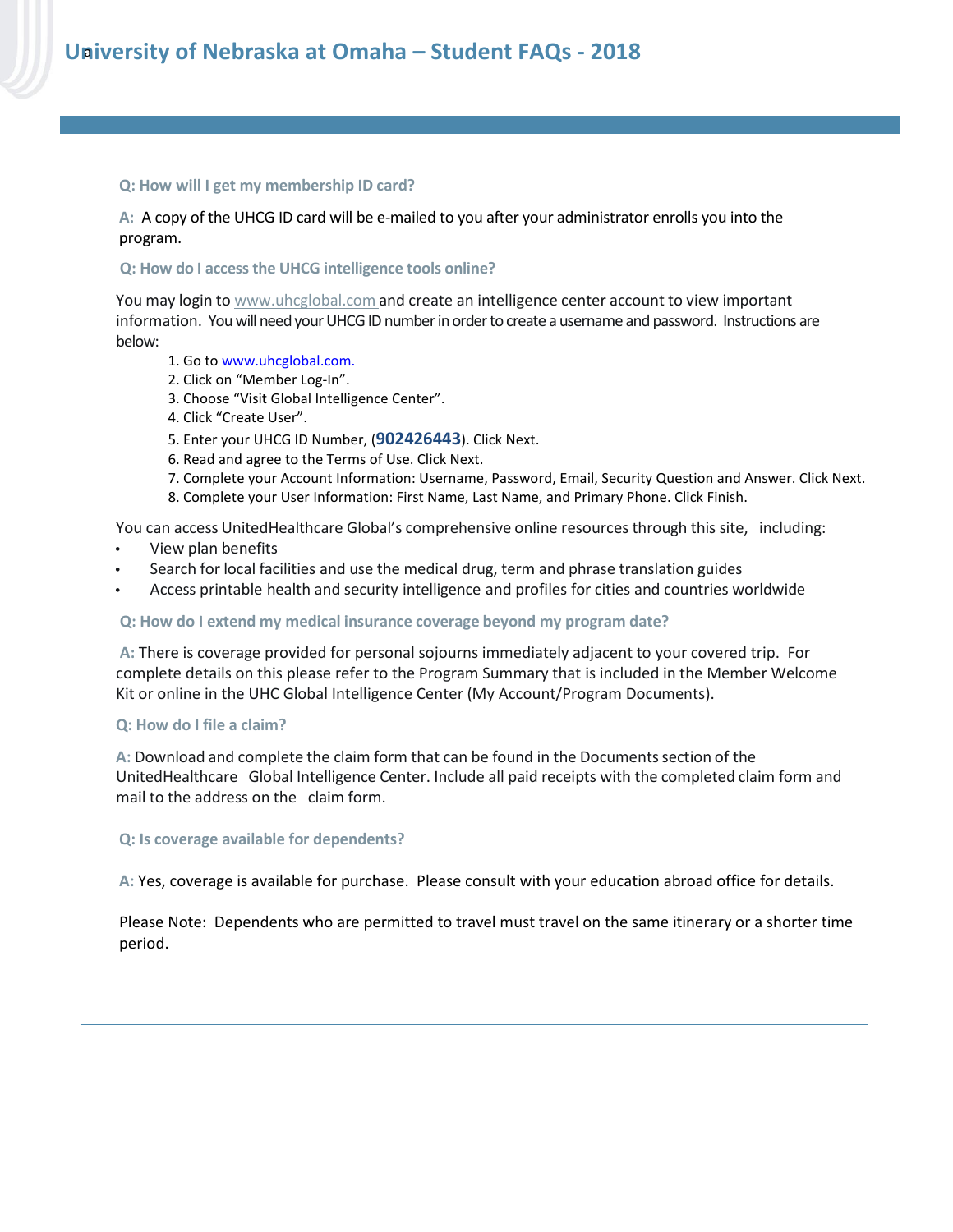**Q: How will I get my membership ID card?**

**A:** A copy of the UHCG ID card will be e-mailed to you after your administrator enrolls you into the program.

**Q: How do I access the UHCG intelligence tools online?**

You may login to www.uhcglobal.com and create an intelligence center account to view important information. You will need your UHCG ID number in order to create a username and password. Instructions are below:

1. Go to www.uhcglobal.com.
2. Click on "Member Log-In".
3. Choose "Visit Global Intelligence Center".
4. Click "Create User".
5. Enter your UHCG ID Number, (**902426443**). Click Next.
6. Read and agree to the Terms of Use. Click Next.
7. Complete your Account Information: Username, Password, Email, Security Question and Answer. Click Next.
8. Complete your User Information: First Name, Last Name, and Primary Phone. Click Finish.

You can access UnitedHealthcare Global's comprehensive online resources through this site, including:

- View plan benefits
- Search for local facilities and use the medical drug, term and phrase translation guides
- Access printable health and security intelligence and profiles for cities and countries worldwide

**Q: How do I extend my medical insurance coverage beyond my program date?**

**A:** There is coverage provided for personal sojourns immediately adjacent to your covered trip. For complete details on this please refer to the Program Summary that is included in the Member Welcome Kit or online in the UHC Global Intelligence Center (My Account/Program Documents).

**Q: How do I file a claim?**

**A:** Download and complete the claim form that can be found in the Documents section of the UnitedHealthcare Global Intelligence Center. Include all paid receipts with the completed claim form and mail to the address on the claim form.

**Q: Is coverage available for dependents?**

**A:** Yes, coverage is available for purchase. Please consult with your education abroad office for details.

Please Note: Dependents who are permitted to travel must travel on the same itinerary or a shorter time period.